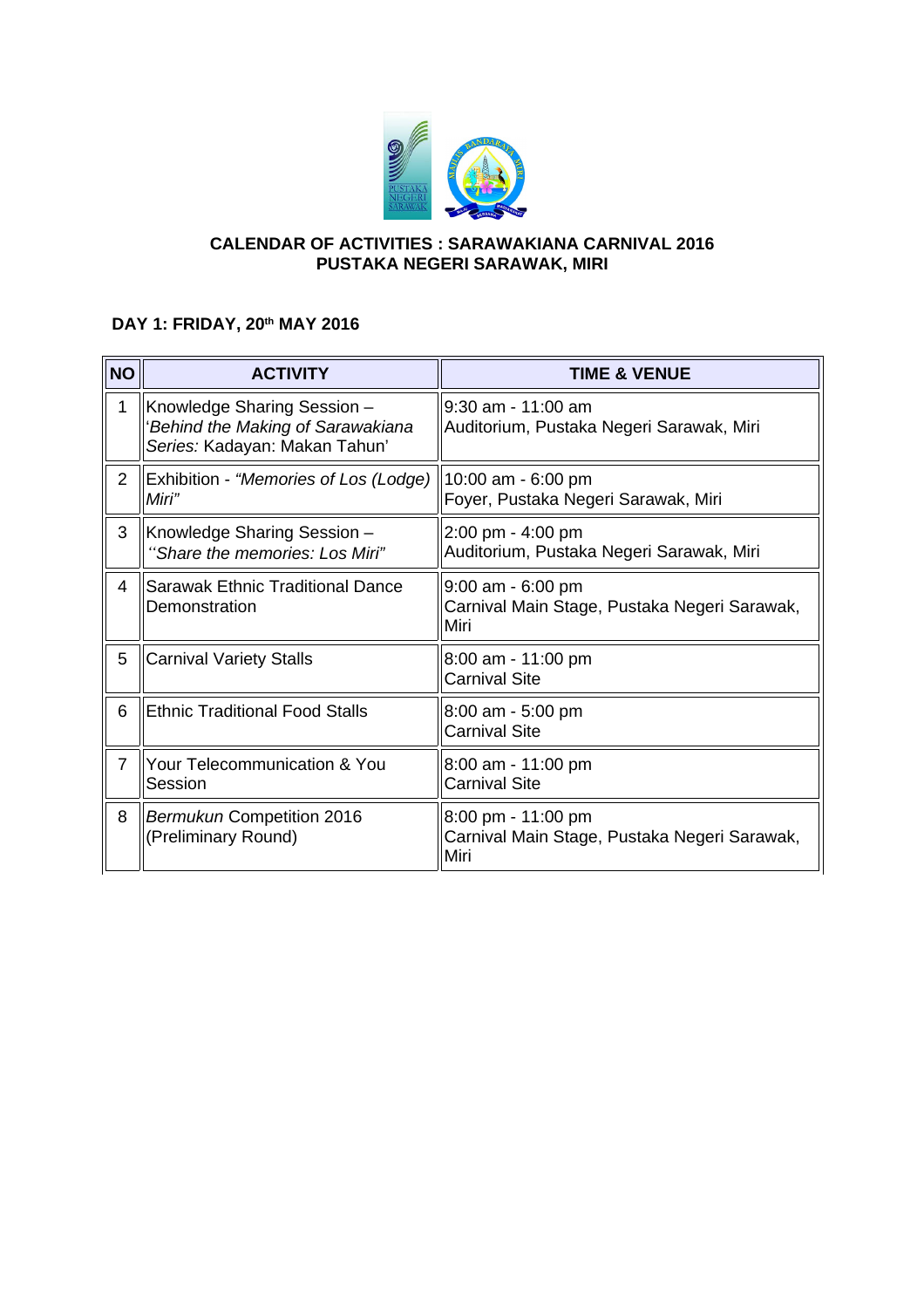# CALENDAR OF ACTIVITIES : SARAWAKIANA CARNIVAL 2016
## PUSTAKA NEGERI SARAWAK, MIRI

### DAY 1: FRIDAY, 20th MAY 2016

| NO | ACTIVITY | TIME & VENUE |
|---|---|---|
| 1 | Knowledge Sharing Session – '*Behind the Making of Sarawakiana Series:* Kadayan: Makan Tahun' | 9:30 am - 11:00 am<br>Auditorium, Pustaka Negeri Sarawak, Miri |
| 2 | Exhibition - *"Memories of Los (Lodge) Miri"* | 10:00 am - 6:00 pm<br>Foyer, Pustaka Negeri Sarawak, Miri |
| 3 | Knowledge Sharing Session – *"Share the memories: Los Miri"* | 2:00 pm - 4:00 pm<br>Auditorium, Pustaka Negeri Sarawak, Miri |
| 4 | Sarawak Ethnic Traditional Dance Demonstration | 9:00 am - 6:00 pm<br>Carnival Main Stage, Pustaka Negeri Sarawak, Miri |
| 5 | Carnival Variety Stalls | 8:00 am - 11:00 pm<br>Carnival Site |
| 6 | Ethnic Traditional Food Stalls | 8:00 am - 5:00 pm<br>Carnival Site |
| 7 | Your Telecommunication & You Session | 8:00 am - 11:00 pm<br>Carnival Site |
| 8 | *Bermukun* Competition 2016 (Preliminary Round) | 8:00 pm - 11:00 pm<br>Carnival Main Stage, Pustaka Negeri Sarawak, Miri |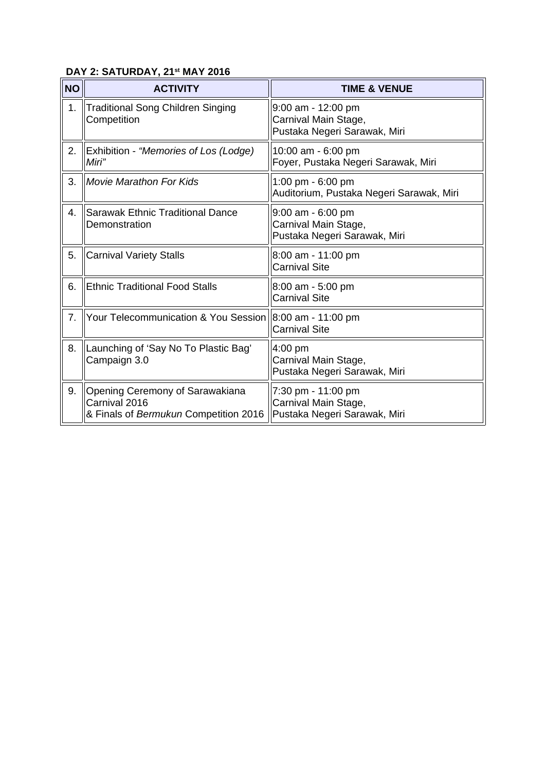**DAY 2: SATURDAY, 21st MAY 2016**

| NO | ACTIVITY | TIME & VENUE |
|---|---|---|
| 1. | Traditional Song Children Singing Competition | 9:00 am - 12:00 pm<br>Carnival Main Stage,<br>Pustaka Negeri Sarawak, Miri |
| 2. | Exhibition - *"Memories of Los (Lodge) Miri"* | 10:00 am - 6:00 pm<br>Foyer, Pustaka Negeri Sarawak, Miri |
| 3. | *Movie Marathon For Kids* | 1:00 pm - 6:00 pm<br>Auditorium, Pustaka Negeri Sarawak, Miri |
| 4. | Sarawak Ethnic Traditional Dance Demonstration | 9:00 am - 6:00 pm<br>Carnival Main Stage,<br>Pustaka Negeri Sarawak, Miri |
| 5. | Carnival Variety Stalls | 8:00 am - 11:00 pm<br>Carnival Site |
| 6. | Ethnic Traditional Food Stalls | 8:00 am - 5:00 pm<br>Carnival Site |
| 7. | Your Telecommunication & You Session | 8:00 am - 11:00 pm<br>Carnival Site |
| 8. | Launching of 'Say No To Plastic Bag' Campaign 3.0 | 4:00 pm<br>Carnival Main Stage,<br>Pustaka Negeri Sarawak, Miri |
| 9. | Opening Ceremony of Sarawakiana Carnival 2016<br>& Finals of *Bermukun* Competition 2016 | 7:30 pm - 11:00 pm<br>Carnival Main Stage,<br>Pustaka Negeri Sarawak, Miri |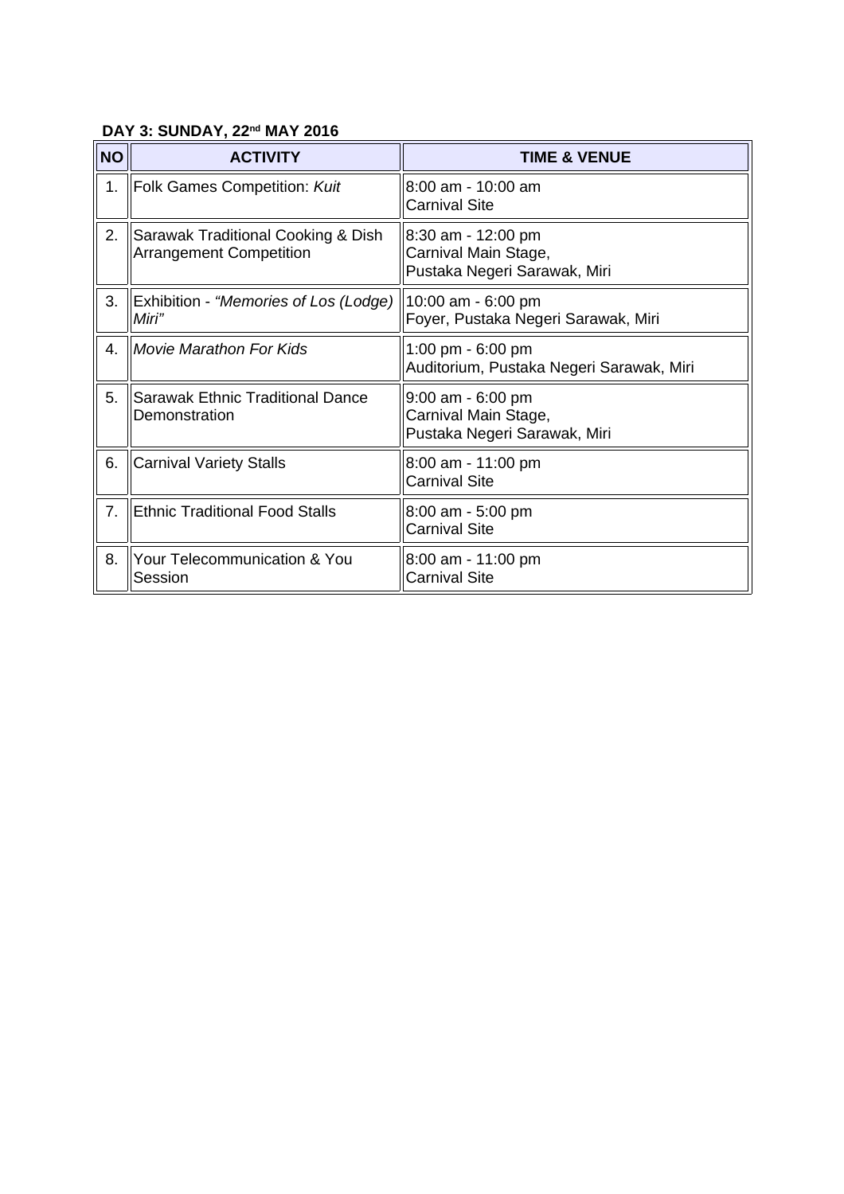**DAY 3: SUNDAY, 22nd MAY 2016**

| NO | ACTIVITY | TIME & VENUE |
|---|---|---|
| 1. | Folk Games Competition: *Kuit* | 8:00 am - 10:00 am<br>Carnival Site |
| 2. | Sarawak Traditional Cooking & Dish Arrangement Competition | 8:30 am - 12:00 pm<br>Carnival Main Stage,<br>Pustaka Negeri Sarawak, Miri |
| 3. | Exhibition - *"Memories of Los (Lodge) Miri"* | 10:00 am - 6:00 pm<br>Foyer, Pustaka Negeri Sarawak, Miri |
| 4. | *Movie Marathon For Kids* | 1:00 pm - 6:00 pm<br>Auditorium, Pustaka Negeri Sarawak, Miri |
| 5. | Sarawak Ethnic Traditional Dance Demonstration | 9:00 am - 6:00 pm<br>Carnival Main Stage,<br>Pustaka Negeri Sarawak, Miri |
| 6. | Carnival Variety Stalls | 8:00 am - 11:00 pm<br>Carnival Site |
| 7. | Ethnic Traditional Food Stalls | 8:00 am - 5:00 pm<br>Carnival Site |
| 8. | Your Telecommunication & You Session | 8:00 am - 11:00 pm<br>Carnival Site |